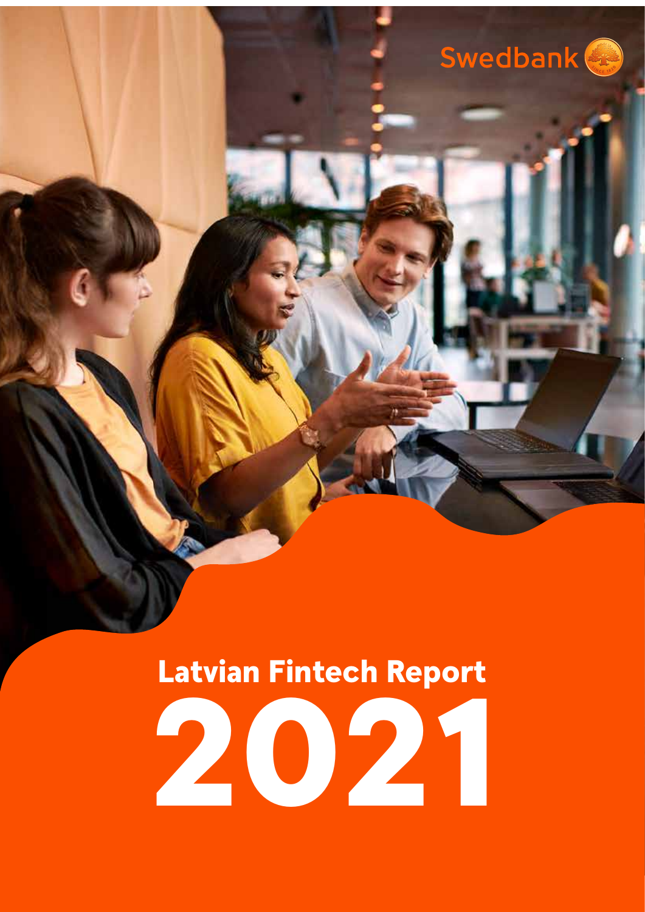Swedbank

# Latvian Fintech Report 2021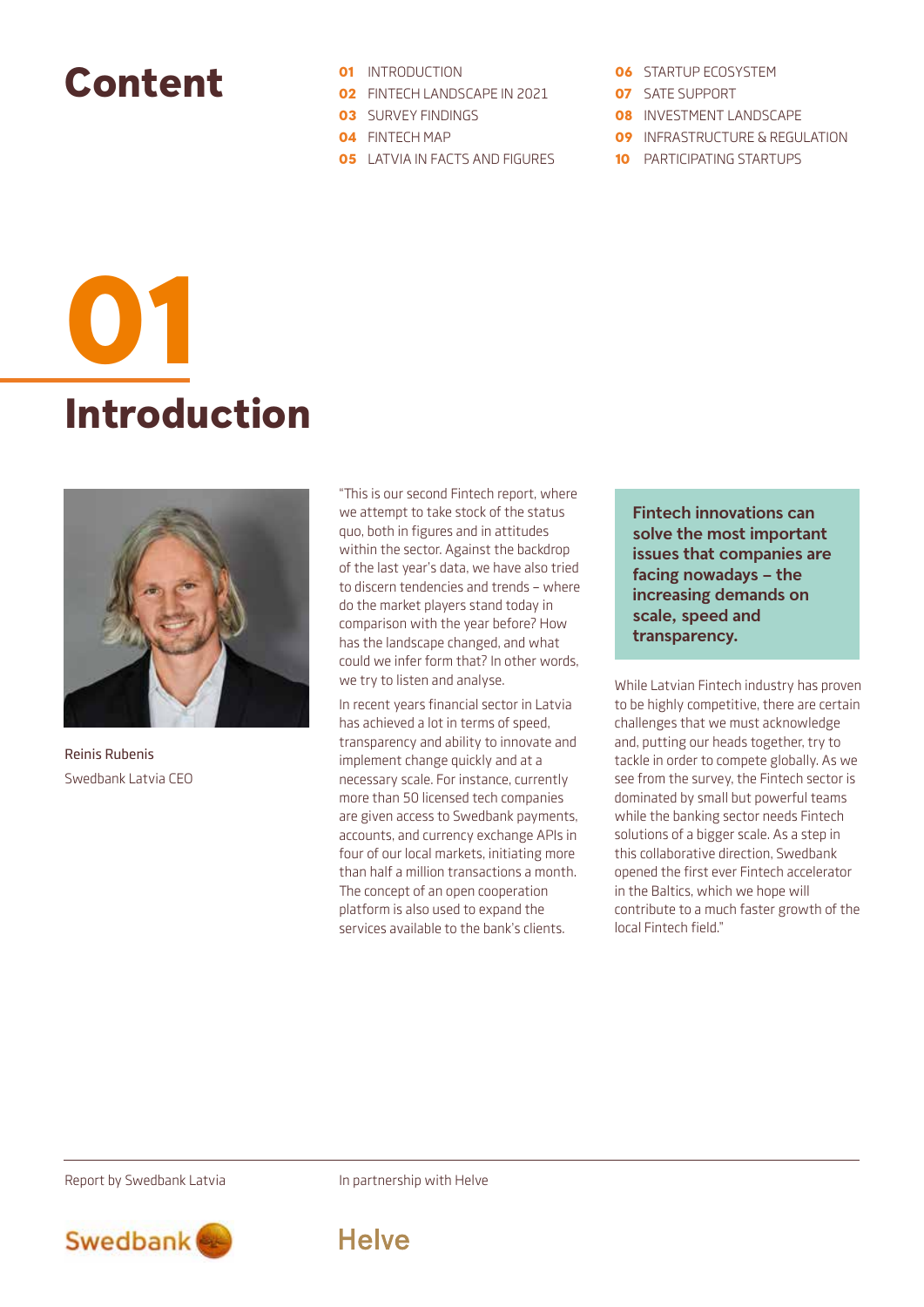# Content

**01** INTRODUCTION
**02** FINTECH LANDSCAPE IN 2021
**03** SURVEY FINDINGS
**04** FINTECH MAP
**05** LATVIA IN FACTS AND FIGURES
**06** STARTUP ECOSYSTEM
**07** SATE SUPPORT
**08** INVESTMENT LANDSCAPE
**09** INFRASTRUCTURE & REGULATION
**10** PARTICIPATING STARTUPS

# 01

# Introduction

Reinis Rubenis
Swedbank Latvia CEO

"This is our second Fintech report, where we attempt to take stock of the status quo, both in figures and in attitudes within the sector. Against the backdrop of the last year's data, we have also tried to discern tendencies and trends – where do the market players stand today in comparison with the year before? How has the landscape changed, and what could we infer form that? In other words, we try to listen and analyse.

In recent years financial sector in Latvia has achieved a lot in terms of speed, transparency and ability to innovate and implement change quickly and at a necessary scale. For instance, currently more than 50 licensed tech companies are given access to Swedbank payments, accounts, and currency exchange APIs in four of our local markets, initiating more than half a million transactions a month. The concept of an open cooperation platform is also used to expand the services available to the bank's clients.

**Fintech innovations can solve the most important issues that companies are facing nowadays – the increasing demands on scale, speed and transparency.**

While Latvian Fintech industry has proven to be highly competitive, there are certain challenges that we must acknowledge and, putting our heads together, try to tackle in order to compete globally. As we see from the survey, the Fintech sector is dominated by small but powerful teams while the banking sector needs Fintech solutions of a bigger scale. As a step in this collaborative direction, Swedbank opened the first ever Fintech accelerator in the Baltics, which we hope will contribute to a much faster growth of the local Fintech field."

Report by Swedbank Latvia

In partnership with Helve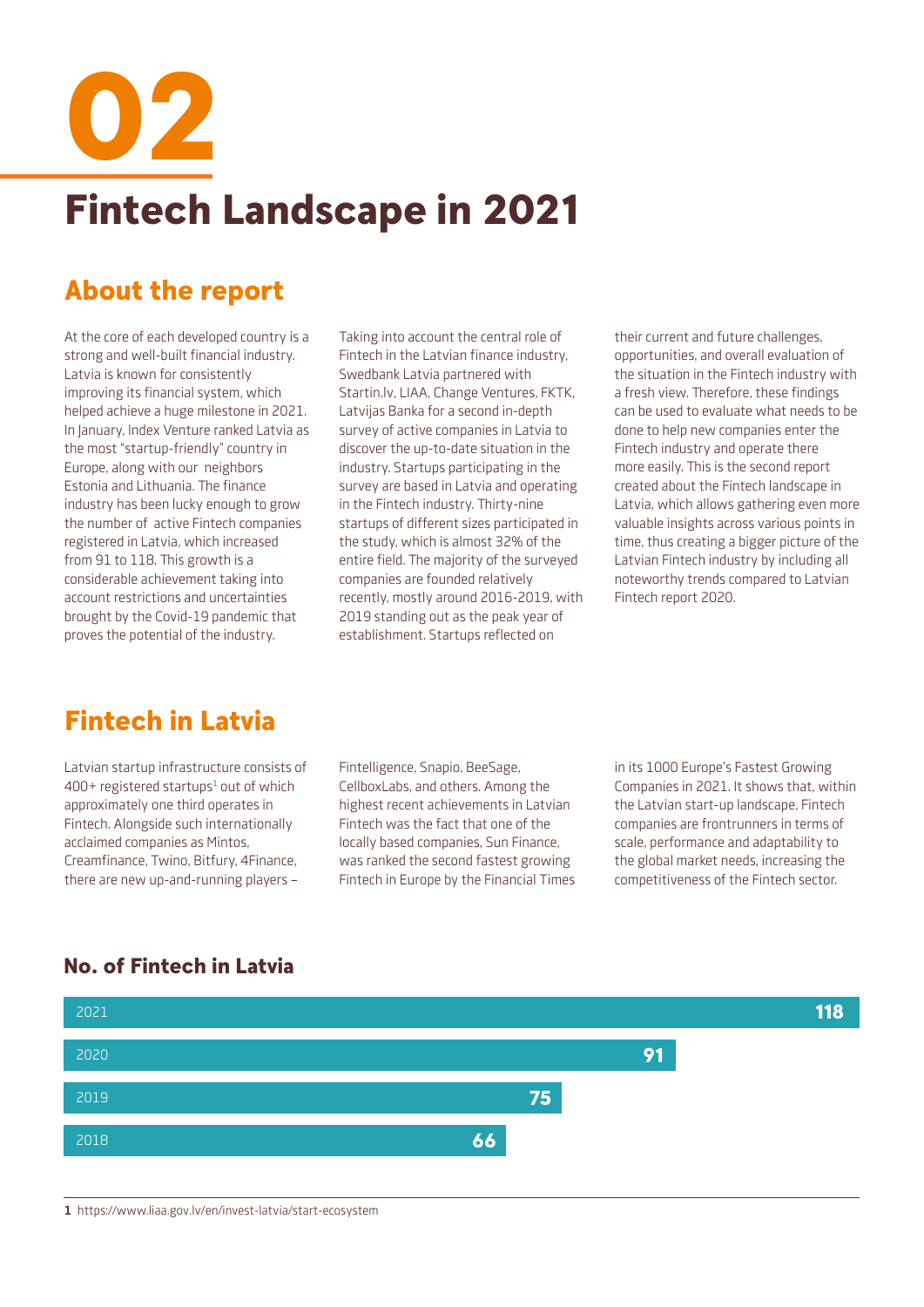# 02

# Fintech Landscape in 2021

## About the report

At the core of each developed country is a strong and well-built financial industry. Latvia is known for consistently improving its financial system, which helped achieve a huge milestone in 2021. In January, Index Venture ranked Latvia as the most "startup-friendly" country in Europe, along with our neighbors Estonia and Lithuania. The finance industry has been lucky enough to grow the number of active Fintech companies registered in Latvia, which increased from 91 to 118. This growth is a considerable achievement taking into account restrictions and uncertainties brought by the Covid-19 pandemic that proves the potential of the industry.

Taking into account the central role of Fintech in the Latvian finance industry, Swedbank Latvia partnered with Startin.lv, LIAA, Change Ventures, FKTK, Latvijas Banka for a second in-depth survey of active companies in Latvia to discover the up-to-date situation in the industry. Startups participating in the survey are based in Latvia and operating in the Fintech industry. Thirty-nine startups of different sizes participated in the study, which is almost 32% of the entire field. The majority of the surveyed companies are founded relatively recently, mostly around 2016-2019, with 2019 standing out as the peak year of establishment. Startups reflected on their current and future challenges, opportunities, and overall evaluation of the situation in the Fintech industry with a fresh view. Therefore, these findings can be used to evaluate what needs to be done to help new companies enter the Fintech industry and operate there more easily. This is the second report created about the Fintech landscape in Latvia, which allows gathering even more valuable insights across various points in time, thus creating a bigger picture of the Latvian Fintech industry by including all noteworthy trends compared to Latvian Fintech report 2020.

## Fintech in Latvia

Latvian startup infrastructure consists of 400+ registered startups[1] out of which approximately one third operates in Fintech. Alongside such internationally acclaimed companies as Mintos, Creamfinance, Twino, Bitfury, 4Finance, there are new up-and-running players – Fintelligence, Snapio, BeeSage, CellboxLabs, and others. Among the highest recent achievements in Latvian Fintech was the fact that one of the locally based companies, Sun Finance, was ranked the second fastest growing Fintech in Europe by the Financial Times in its 1000 Europe's Fastest Growing Companies in 2021. It shows that, within the Latvian start-up landscape, Fintech companies are frontrunners in terms of scale, performance and adaptability to the global market needs, increasing the competitiveness of the Fintech sector.

### No. of Fintech in Latvia

| Year | No. of Fintech |
|---|---|
| 2021 | 118 |
| 2020 | 91 |
| 2019 | 75 |
| 2018 | 66 |

1 https://www.liaa.gov.lv/en/invest-latvia/start-ecosystem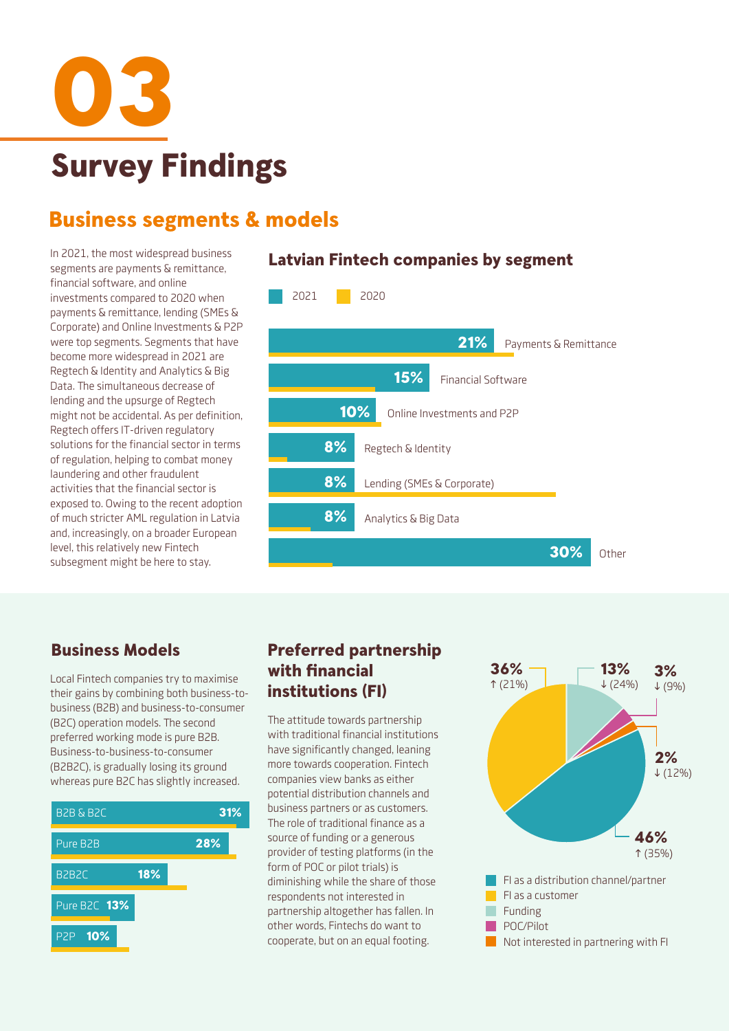# 03

# Survey Findings

## Business segments & models

In 2021, the most widespread business segments are payments & remittance, financial software, and online investments compared to 2020 when payments & remittance, lending (SMEs & Corporate) and Online Investments & P2P were top segments. Segments that have become more widespread in 2021 are Regtech & Identity and Analytics & Big Data. The simultaneous decrease of lending and the upsurge of Regtech might not be accidental. As per definition, Regtech offers IT-driven regulatory solutions for the financial sector in terms of regulation, helping to combat money laundering and other fraudulent activities that the financial sector is exposed to. Owing to the recent adoption of much stricter AML regulation in Latvia and, increasingly, on a broader European level, this relatively new Fintech subsegment might be here to stay.

### Latvian Fintech companies by segment

2021 | 2020

| Segment | 2021 |
| --- | --- |
| Payments & Remittance | 21% |
| Financial Software | 15% |
| Online Investments and P2P | 10% |
| Regtech & Identity | 8% |
| Lending (SMEs & Corporate) | 8% |
| Analytics & Big Data | 8% |
| Other | 30% |

### Business Models

Local Fintech companies try to maximise their gains by combining both business-to-business (B2B) and business-to-consumer (B2C) operation models. The second preferred working mode is pure B2B. Business-to-business-to-consumer (B2B2C), is gradually losing its ground whereas pure B2C has slightly increased.

| Business model | Share |
| --- | --- |
| B2B & B2C | 31% |
| Pure B2B | 28% |
| B2B2C | 18% |
| Pure B2C | 13% |
| P2P | 10% |

### Preferred partnership with financial institutions (FI)

The attitude towards partnership with traditional financial institutions have significantly changed, leaning more towards cooperation. Fintech companies view banks as either potential distribution channels and business partners or as customers. The role of traditional finance as a source of funding or a generous provider of testing platforms (in the form of POC or pilot trials) is diminishing while the share of those respondents not interested in partnership altogether has fallen. In other words, Fintechs do want to cooperate, but on an equal footing.

| Partnership type | 2021 | Previous |
| --- | --- | --- |
| FI as a distribution channel/partner | 46% | ↑ (35%) |
| FI as a customer | 36% | ↑ (21%) |
| Funding | 13% | ↓ (24%) |
| POC/Pilot | 3% | ↓ (9%) |
| Not interested in partnering with FI | 2% | ↓ (12%) |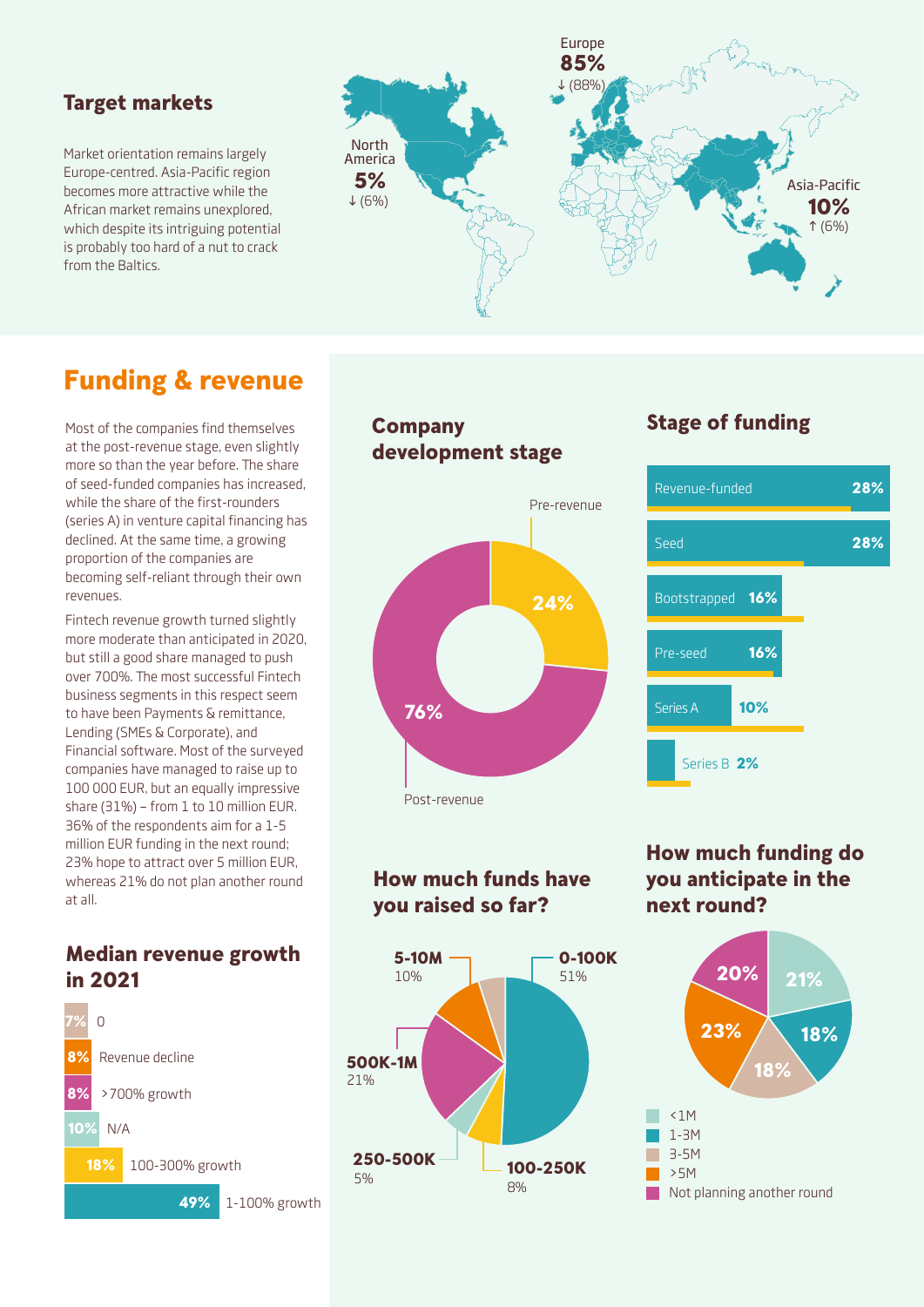## Target markets

Market orientation remains largely Europe-centred. Asia-Pacific region becomes more attractive while the African market remains unexplored, which despite its intriguing potential is probably too hard of a nut to crack from the Baltics.

Europe **85%** ↓ (88%)

North America **5%** ↓ (6%)

Asia-Pacific **10%** ↑ (6%)

# Funding & revenue

Most of the companies find themselves at the post-revenue stage, even slightly more so than the year before. The share of seed-funded companies has increased, while the share of the first-rounders (series A) in venture capital financing has declined. At the same time, a growing proportion of the companies are becoming self-reliant through their own revenues.

Fintech revenue growth turned slightly more moderate than anticipated in 2020, but still a good share managed to push over 700%. The most successful Fintech business segments in this respect seem to have been Payments & remittance, Lending (SMEs & Corporate), and Financial software. Most of the surveyed companies have managed to raise up to 100 000 EUR, but an equally impressive share (31%) – from 1 to 10 million EUR. 36% of the respondents aim for a 1-5 million EUR funding in the next round; 23% hope to attract over 5 million EUR, whereas 21% do not plan another round at all.

## Median revenue growth in 2021

| Share | Category |
|---|---|
| 7% | 0 |
| 8% | Revenue decline |
| 8% | >700% growth |
| 10% | N/A |
| 18% | 100-300% growth |
| 49% | 1-100% growth |

## Company development stage

| Stage | Share |
|---|---|
| Pre-revenue | 24% |
| Post-revenue | 76% |

## Stage of funding

| Stage | Share |
|---|---|
| Revenue-funded | 28% |
| Seed | 28% |
| Bootstrapped | 16% |
| Pre-seed | 16% |
| Series A | 10% |
| Series B | 2% |

## How much funds have you raised so far?

| Amount | Share |
|---|---|
| 0-100K | 51% |
| 100-250K | 8% |
| 250-500K | 5% |
| 500K-1M | 21% |
| 5-10M | 10% |

## How much funding do you anticipate in the next round?

| Amount | Share |
|---|---|
| <1M | 21% |
| 1-3M | 18% |
| 3-5M | 18% |
| >5M | 23% |
| Not planning another round | 20% |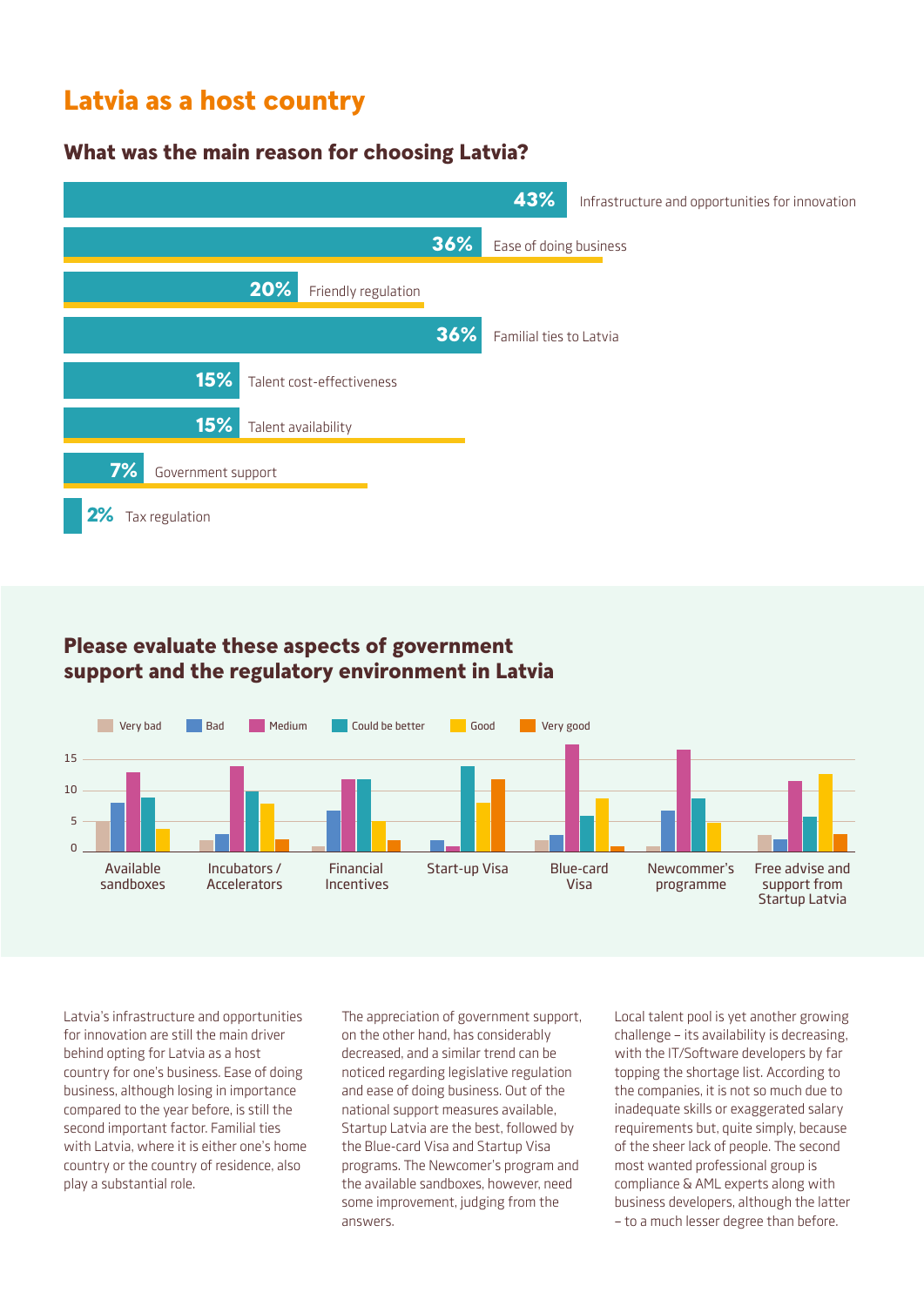# Latvia as a host country

## What was the main reason for choosing Latvia?

| Reason | Share |
|---|---|
| Infrastructure and opportunities for innovation | 43% |
| Ease of doing business | 36% |
| Friendly regulation | 20% |
| Familial ties to Latvia | 36% |
| Talent cost-effectiveness | 15% |
| Talent availability | 15% |
| Government support | 7% |
| Tax regulation | 2% |

## Please evaluate these aspects of government support and the regulatory environment in Latvia

Very bad · Bad · Medium · Could be better · Good · Very good

Available sandboxes · Incubators / Accelerators · Financial Incentives · Start-up Visa · Blue-card Visa · Newcommer's programme · Free advise and support from Startup Latvia

Latvia's infrastructure and opportunities for innovation are still the main driver behind opting for Latvia as a host country for one's business. Ease of doing business, although losing in importance compared to the year before, is still the second important factor. Familial ties with Latvia, where it is either one's home country or the country of residence, also play a substantial role.

The appreciation of government support, on the other hand, has considerably decreased, and a similar trend can be noticed regarding legislative regulation and ease of doing business. Out of the national support measures available, Startup Latvia are the best, followed by the Blue-card Visa and Startup Visa programs. The Newcomer's program and the available sandboxes, however, need some improvement, judging from the answers.

Local talent pool is yet another growing challenge – its availability is decreasing, with the IT/Software developers by far topping the shortage list. According to the companies, it is not so much due to inadequate skills or exaggerated salary requirements but, quite simply, because of the sheer lack of people. The second most wanted professional group is compliance & AML experts along with business developers, although the latter – to a much lesser degree than before.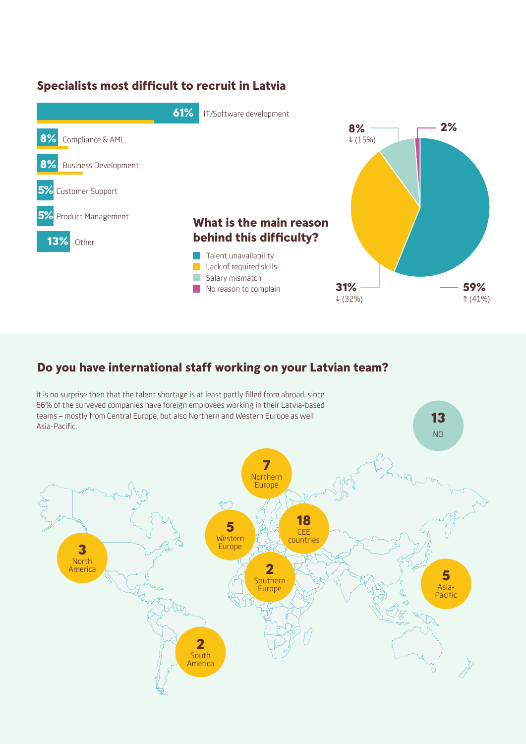## Specialists most difficult to recruit in Latvia

| Specialist | Share |
| --- | --- |
| IT/Software development | 61% |
| Compliance & AML | 8% |
| Business Development | 8% |
| Customer Support | 5% |
| Product Management | 5% |
| Other | 13% |

## What is the main reason behind this difficulty?

| Reason | Share |
| --- | --- |
| Talent unavailability | 59% ↑ (41%) |
| Lack of required skills | 31% ↓ (32%) |
| Salary mismatch | 8% ↓ (15%) |
| No reason to complain | 2% |

## Do you have international staff working on your Latvian team?

It is no surprise then that the talent shortage is at least partly filled from abroad, since 66% of the surveyed companies have foreign employees working in their Latvia-based teams – mostly from Central Europe, but also Northern and Western Europe as well Asia-Pacific.

| Region | Count |
| --- | --- |
| CEE countries | 18 |
| Northern Europe | 7 |
| Western Europe | 5 |
| Asia-Pacific | 5 |
| North America | 3 |
| Southern Europe | 2 |
| South America | 2 |
| NO | 13 |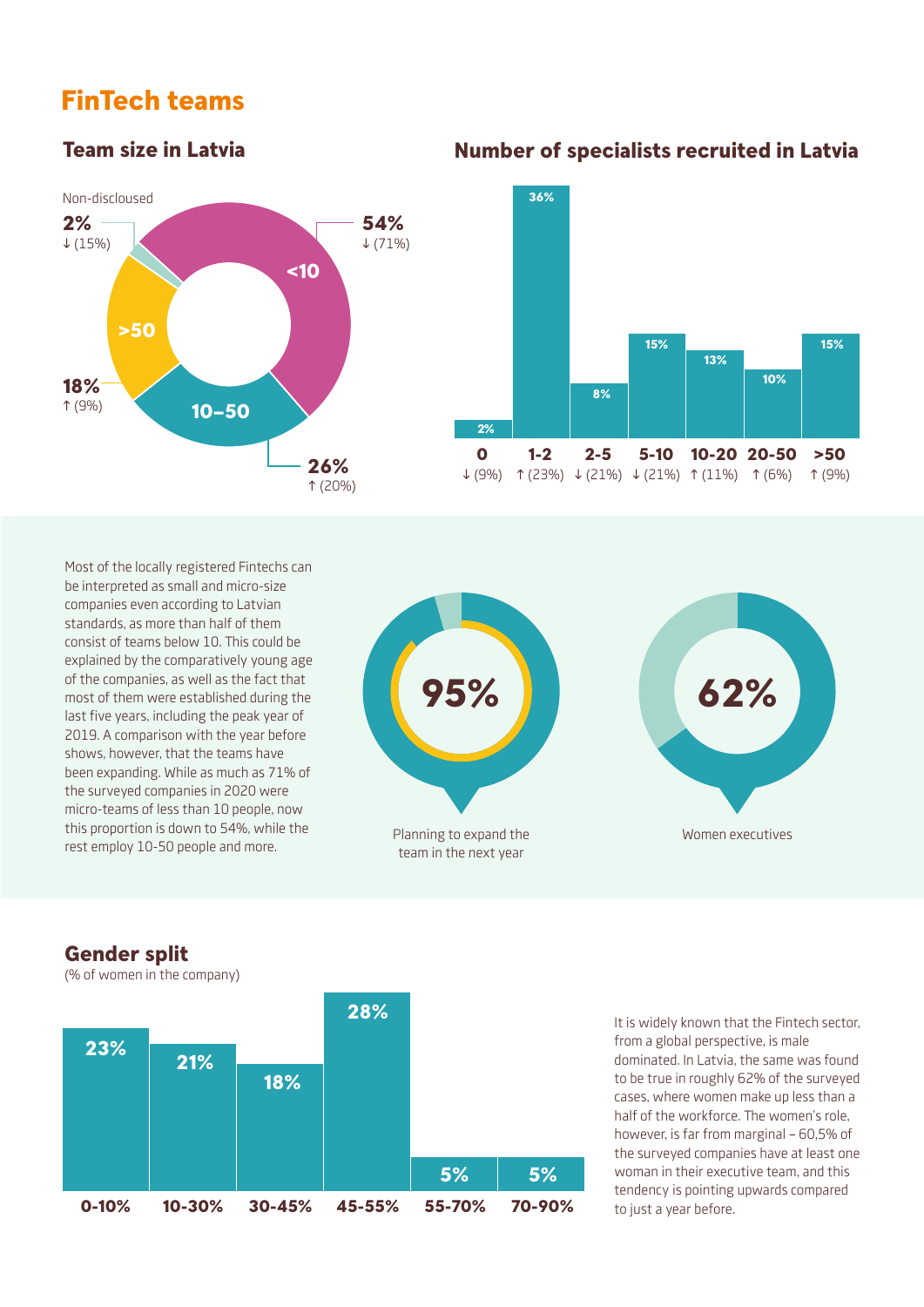# FinTech teams

## Team size in Latvia

| Team size | Share | Previous year |
|---|---|---|
| <10 | 54% | ↓ (71%) |
| 10–50 | 26% | ↑ (20%) |
| >50 | 18% | ↑ (9%) |
| Non-disclosed | 2% | ↓ (15%) |

## Number of specialists recruited in Latvia

| Specialists | Share | Previous year |
|---|---|---|
| 0 | 2% | ↓ (9%) |
| 1-2 | 36% | ↑ (23%) |
| 2-5 | 8% | ↓ (21%) |
| 5-10 | 15% | ↓ (21%) |
| 10-20 | 13% | ↑ (11%) |
| 20-50 | 10% | ↑ (6%) |
| >50 | 15% | ↑ (9%) |

Most of the locally registered Fintechs can be interpreted as small and micro-size companies even according to Latvian standards, as more than half of them consist of teams below 10. This could be explained by the comparatively young age of the companies, as well as the fact that most of them were established during the last five years, including the peak year of 2019. A comparison with the year before shows, however, that the teams have been expanding. While as much as 71% of the surveyed companies in 2020 were micro-teams of less than 10 people, now this proportion is down to 54%, while the rest employ 10-50 people and more.

**95%** Planning to expand the team in the next year

**62%** Women executives

## Gender split

(% of women in the company)

| 0-10% | 10-30% | 30-45% | 45-55% | 55-70% | 70-90% |
|---|---|---|---|---|---|
| 23% | 21% | 18% | 28% | 5% | 5% |

It is widely known that the Fintech sector, from a global perspective, is male dominated. In Latvia, the same was found to be true in roughly 62% of the surveyed cases, where women make up less than a half of the workforce. The women's role, however, is far from marginal – 60,5% of the surveyed companies have at least one woman in their executive team, and this tendency is pointing upwards compared to just a year before.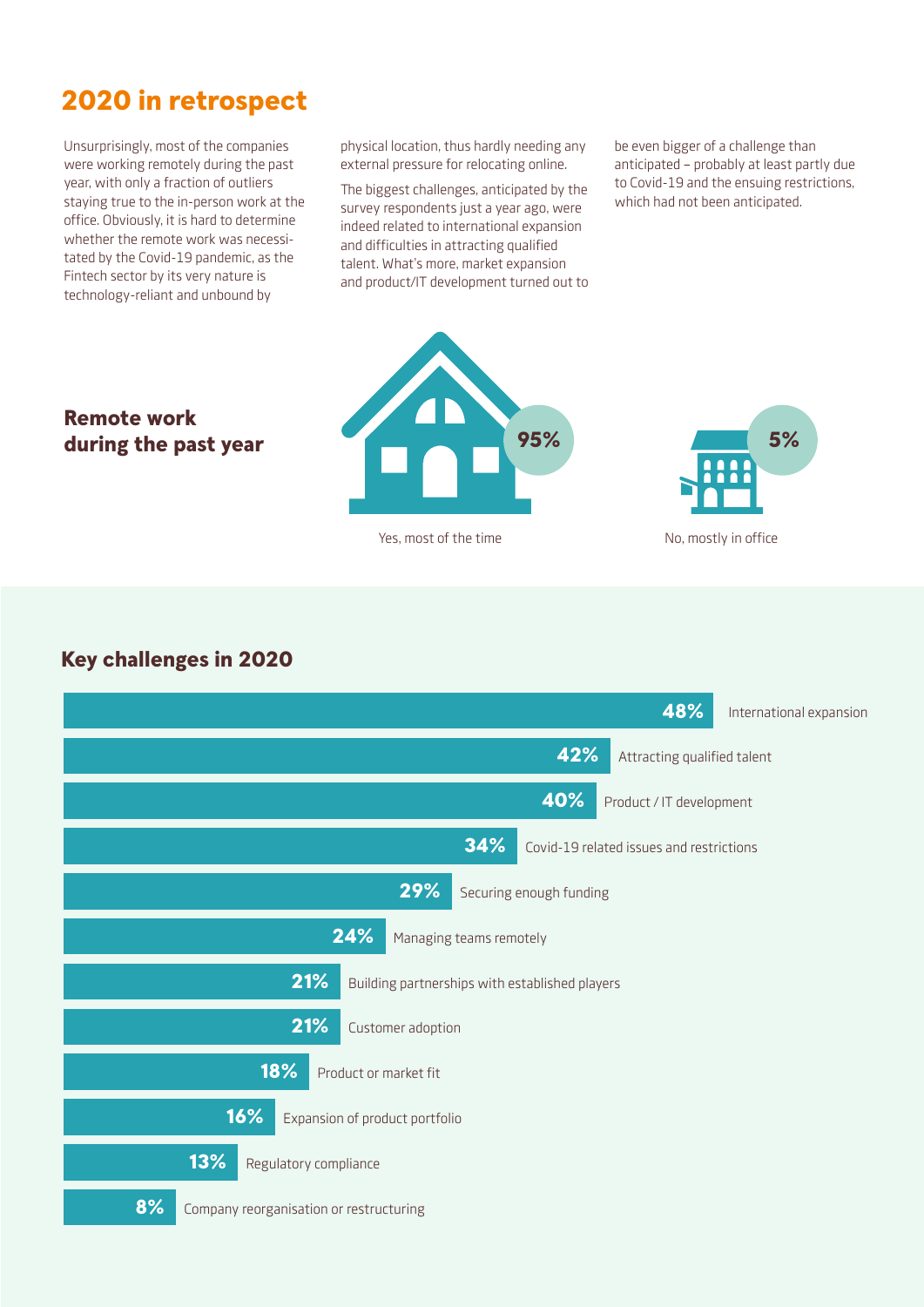# 2020 in retrospect

Unsurprisingly, most of the companies were working remotely during the past year, with only a fraction of outliers staying true to the in-person work at the office. Obviously, it is hard to determine whether the remote work was necessitated by the Covid-19 pandemic, as the Fintech sector by its very nature is technology-reliant and unbound by physical location, thus hardly needing any external pressure for relocating online.

The biggest challenges, anticipated by the survey respondents just a year ago, were indeed related to international expansion and difficulties in attracting qualified talent. What's more, market expansion and product/IT development turned out to be even bigger of a challenge than anticipated – probably at least partly due to Covid-19 and the ensuing restrictions, which had not been anticipated.

## Remote work during the past year

| Response | Share |
|---|---|
| Yes, most of the time | 95% |
| No, mostly in office | 5% |

## Key challenges in 2020

| Challenge | Share |
|---|---|
| International expansion | 48% |
| Attracting qualified talent | 42% |
| Product / IT development | 40% |
| Covid-19 related issues and restrictions | 34% |
| Securing enough funding | 29% |
| Managing teams remotely | 24% |
| Building partnerships with established players | 21% |
| Customer adoption | 21% |
| Product or market fit | 18% |
| Expansion of product portfolio | 16% |
| Regulatory compliance | 13% |
| Company reorganisation or restructuring | 8% |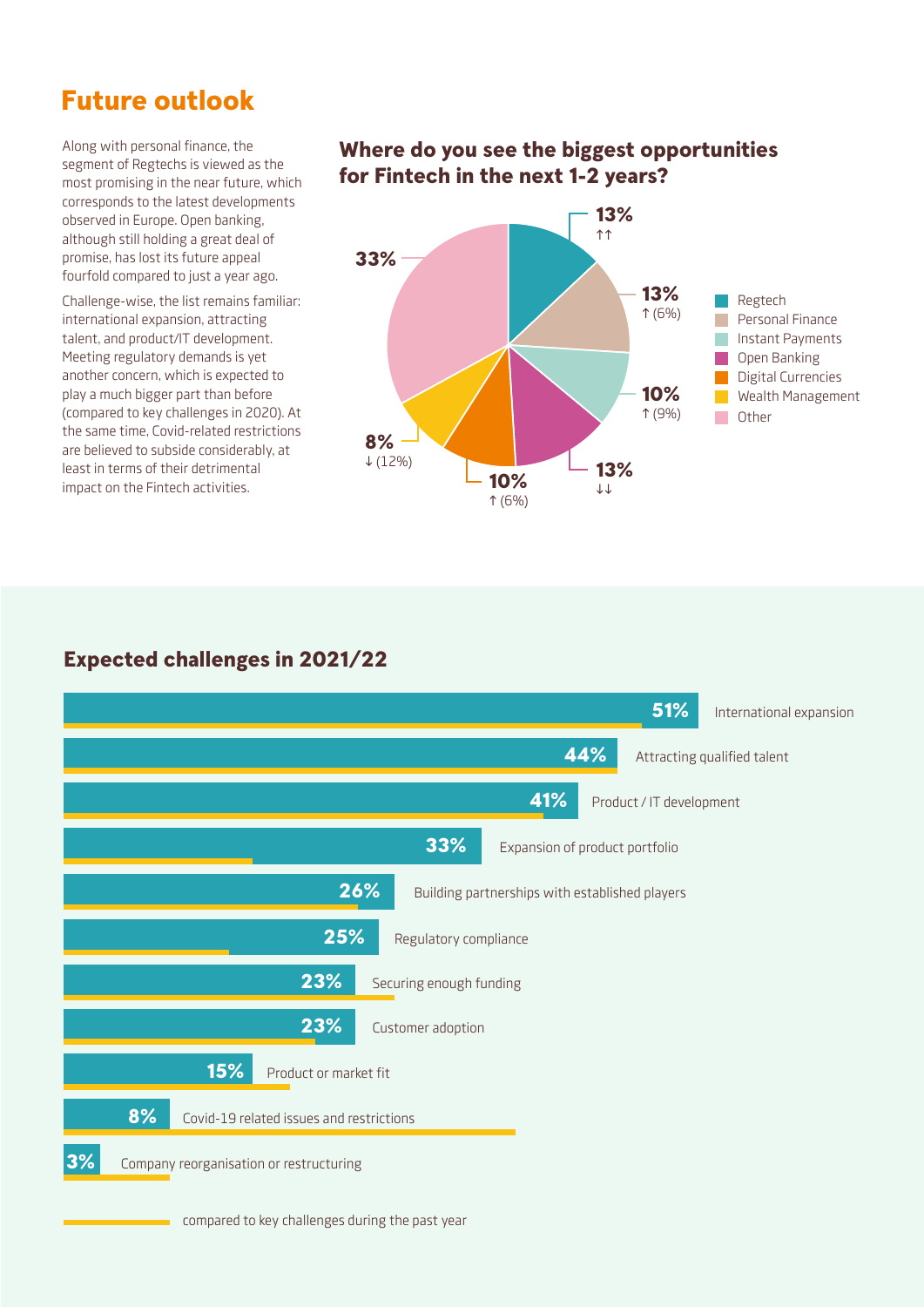# Future outlook

Along with personal finance, the segment of Regtechs is viewed as the most promising in the near future, which corresponds to the latest developments observed in Europe. Open banking, although still holding a great deal of promise, has lost its future appeal fourfold compared to just a year ago.

Challenge-wise, the list remains familiar: international expansion, attracting talent, and product/IT development. Meeting regulatory demands is yet another concern, which is expected to play a much bigger part than before (compared to key challenges in 2020). At the same time, Covid-related restrictions are believed to subside considerably, at least in terms of their detrimental impact on the Fintech activities.

## Where do you see the biggest opportunities for Fintech in the next 1-2 years?

| Segment | Share | Change |
|---|---|---|
| Regtech | 13% | ↑↑ |
| Personal Finance | 13% | ↑ (6%) |
| Instant Payments | 10% | ↑ (9%) |
| Open Banking | 13% | ↓↓ |
| Digital Currencies | 10% | ↑ (6%) |
| Wealth Management | 8% | ↓ (12%) |
| Other | 33% | |

## Expected challenges in 2021/22

| Challenge | Share |
|---|---|
| International expansion | 51% |
| Attracting qualified talent | 44% |
| Product / IT development | 41% |
| Expansion of product portfolio | 33% |
| Building partnerships with established players | 26% |
| Regulatory compliance | 25% |
| Securing enough funding | 23% |
| Customer adoption | 23% |
| Product or market fit | 15% |
| Covid-19 related issues and restrictions | 8% |
| Company reorganisation or restructuring | 3% |

compared to key challenges during the past year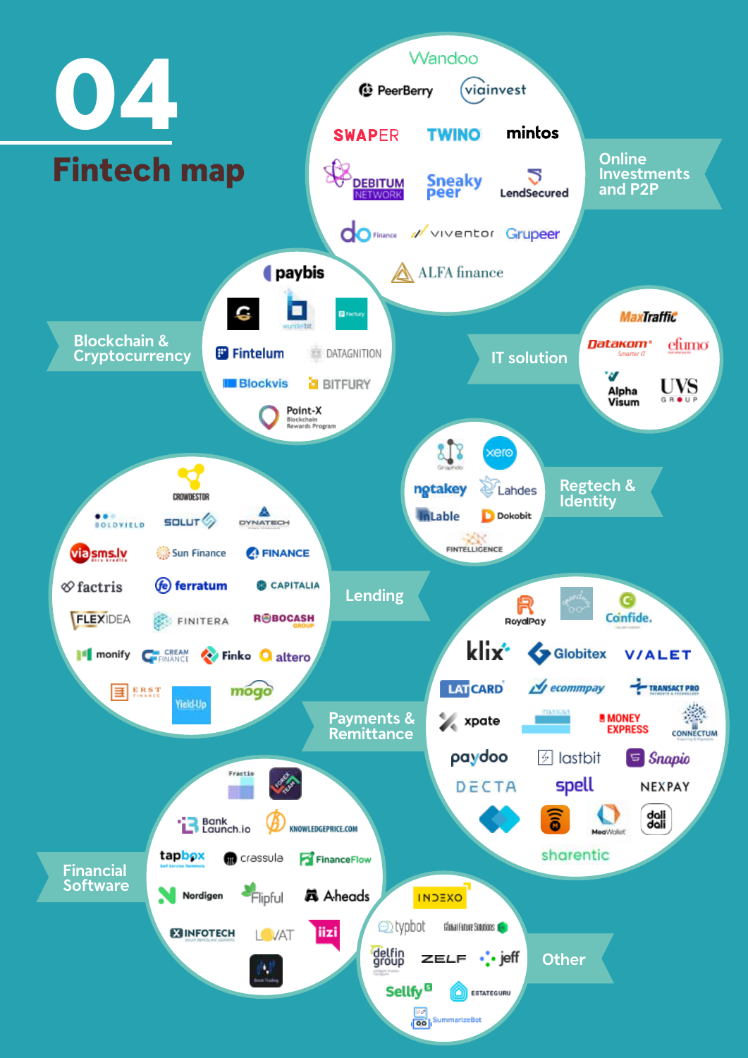# 04

# Fintech map

## Online Investments and P2P

- Wandoo
- PeerBerry
- viainvest
- SWAPER
- TWINO
- mintos
- DEBITUM NETWORK
- Sneaky peer
- LendSecured
- do Finance
- viventor
- Grupeer
- ALFA finance

## Blockchain & Cryptocurrency

- paybis
- wunderbit
- Factury
- Fintelum
- DATAGNITION
- Blockvis
- BITFURY
- Point-X Blockchain Rewards Program

## IT solution

- MaxTraffic
- Datakom
- efumo
- Alpha Visum
- UVS GROUP

## Regtech & Identity

- Graphdo
- xero
- notakey
- Lahdes
- InLable
- Dokobit
- FINTELLIGENCE

## Lending

- CROWDESTOR
- BOLDYIELD
- SOLUT
- DYNATECH
- viasms.lv
- Sun Finance
- 4FINANCE
- factris
- ferratum
- CAPITALIA
- FLEXIDEA
- FINITERA
- ROBOCASH GROUP
- monify
- CREAM FINANCE
- Finko
- altero
- ERST FINANCE
- Yield-Up
- mogo

## Payments & Remittance

- RoyalPay
- Confide.
- klix
- Globitex
- VALET
- LATCARD
- ecommpay
- TRANSACT PRO
- xpate
- MONEY EXPRESS
- CONNECTUM
- paydoo
- lastbit
- Snapio
- DECTA
- spell
- NEXPAY
- MeaWallet
- dali dali
- sharentic

## Financial Software

- Fractio
- FOREX TEAM
- Bank Launch.io
- KNOWLEDGEPRICE.COM
- tapbox
- crassula
- FinanceFlow
- Nordigen
- Flipful
- Aheads
- INFOTECH
- LOVAT
- iizi

## Other

- INDEXO
- typbot
- Global Future Solutions
- delfin group
- ZELF
- jeff
- Sellfy
- ESTATEGURU
- SummarizeBot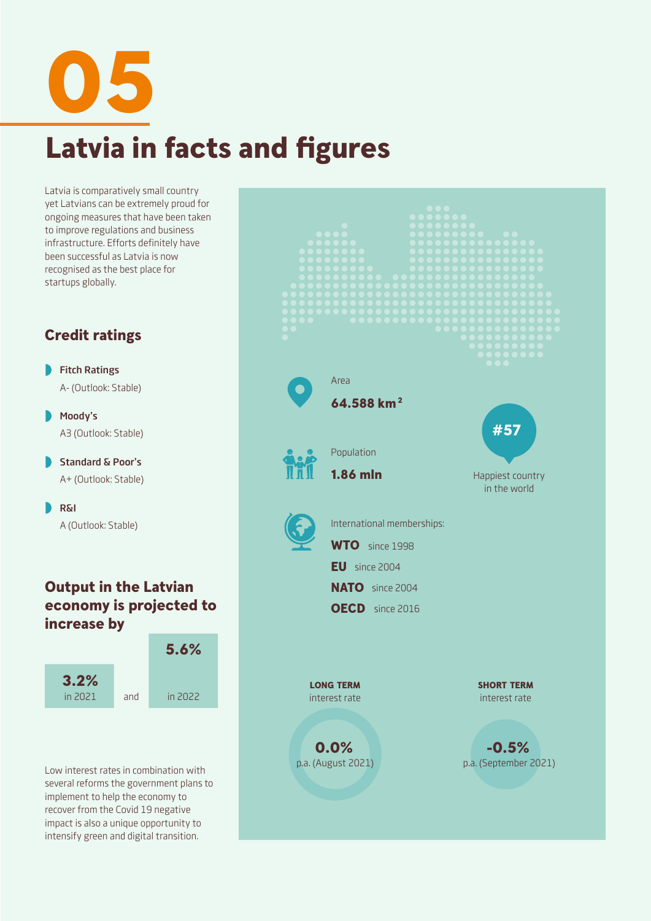# 05

# Latvia in facts and figures

Latvia is comparatively small country yet Latvians can be extremely proud for ongoing measures that have been taken to improve regulations and business infrastructure. Efforts definitely have been successful as Latvia is now recognised as the best place for startups globally.

## Credit ratings

- **Fitch Ratings**
  A- (Outlook: Stable)
- **Moody's**
  A3 (Outlook: Stable)
- **Standard & Poor's**
  A+ (Outlook: Stable)
- **R&I**
  A (Outlook: Stable)

## Output in the Latvian economy is projected to increase by

**3.2%** in 2021 and **5.6%** in 2022

Low interest rates in combination with several reforms the government plans to implement to help the economy to recover from the Covid 19 negative impact is also a unique opportunity to intensify green and digital transition.

Area
**64.588 km$^2$**

Population
**1.86 mln**

**#57**
Happiest country in the world

International memberships:

- **WTO** since 1998
- **EU** since 2004
- **NATO** since 2004
- **OECD** since 2016

**LONG TERM** interest rate
**0.0%** p.a. (August 2021)

**SHORT TERM** interest rate
**-0.5%** p.a. (September 2021)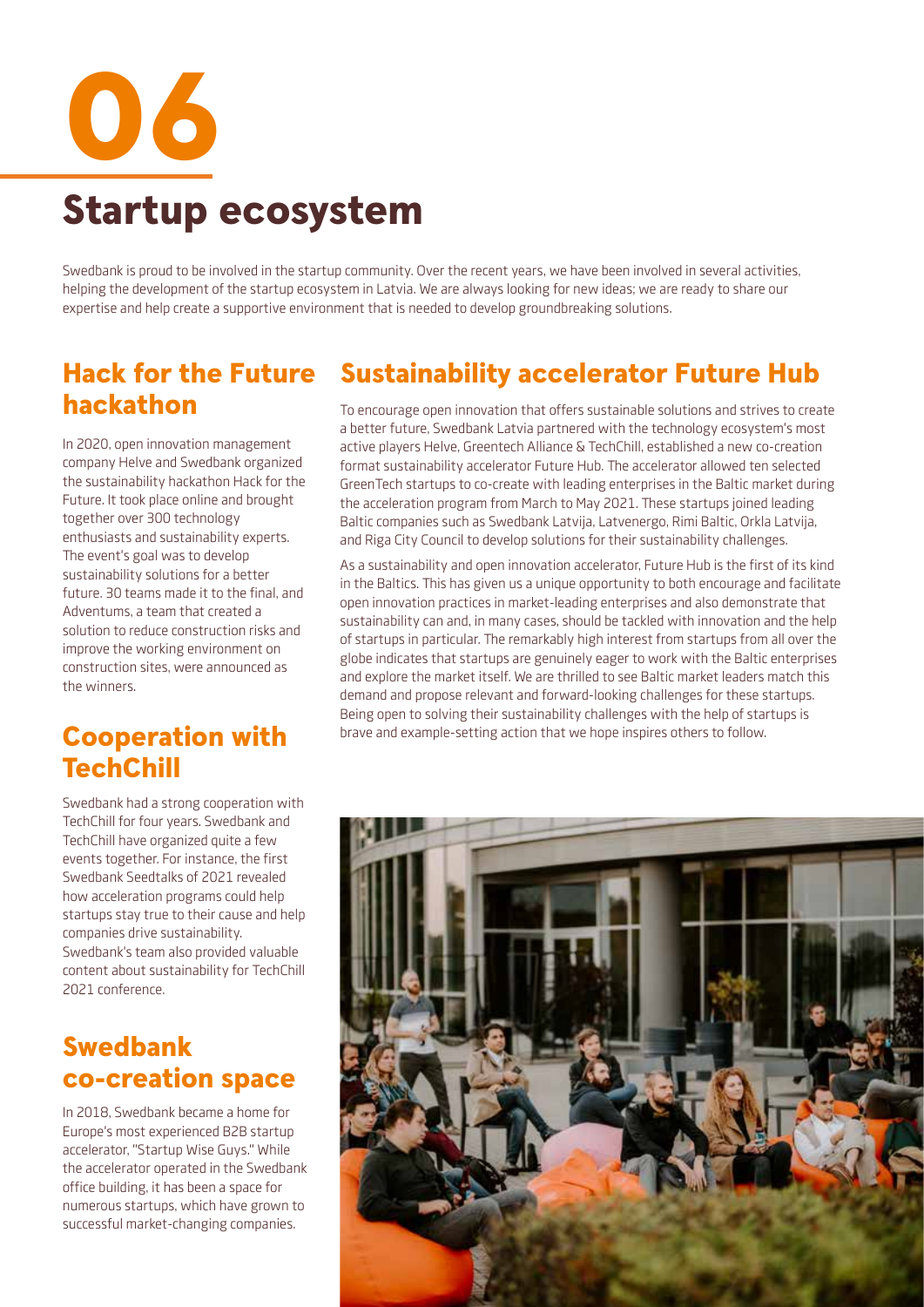# 06

# Startup ecosystem

Swedbank is proud to be involved in the startup community. Over the recent years, we have been involved in several activities, helping the development of the startup ecosystem in Latvia. We are always looking for new ideas; we are ready to share our expertise and help create a supportive environment that is needed to develop groundbreaking solutions.

## Hack for the Future hackathon

In 2020, open innovation management company Helve and Swedbank organized the sustainability hackathon Hack for the Future. It took place online and brought together over 300 technology enthusiasts and sustainability experts. The event's goal was to develop sustainability solutions for a better future. 30 teams made it to the final, and Adventums, a team that created a solution to reduce construction risks and improve the working environment on construction sites, were announced as the winners.

## Cooperation with TechChill

Swedbank had a strong cooperation with TechChill for four years. Swedbank and TechChill have organized quite a few events together. For instance, the first Swedbank Seedtalks of 2021 revealed how acceleration programs could help startups stay true to their cause and help companies drive sustainability. Swedbank's team also provided valuable content about sustainability for TechChill 2021 conference.

## Swedbank co-creation space

In 2018, Swedbank became a home for Europe's most experienced B2B startup accelerator, "Startup Wise Guys." While the accelerator operated in the Swedbank office building, it has been a space for numerous startups, which have grown to successful market-changing companies.

## Sustainability accelerator Future Hub

To encourage open innovation that offers sustainable solutions and strives to create a better future, Swedbank Latvia partnered with the technology ecosystem's most active players Helve, Greentech Alliance & TechChill, established a new co-creation format sustainability accelerator Future Hub. The accelerator allowed ten selected GreenTech startups to co-create with leading enterprises in the Baltic market during the acceleration program from March to May 2021. These startups joined leading Baltic companies such as Swedbank Latvija, Latvenergo, Rimi Baltic, Orkla Latvija, and Riga City Council to develop solutions for their sustainability challenges.

As a sustainability and open innovation accelerator, Future Hub is the first of its kind in the Baltics. This has given us a unique opportunity to both encourage and facilitate open innovation practices in market-leading enterprises and also demonstrate that sustainability can and, in many cases, should be tackled with innovation and the help of startups in particular. The remarkably high interest from startups from all over the globe indicates that startups are genuinely eager to work with the Baltic enterprises and explore the market itself. We are thrilled to see Baltic market leaders match this demand and propose relevant and forward-looking challenges for these startups. Being open to solving their sustainability challenges with the help of startups is brave and example-setting action that we hope inspires others to follow.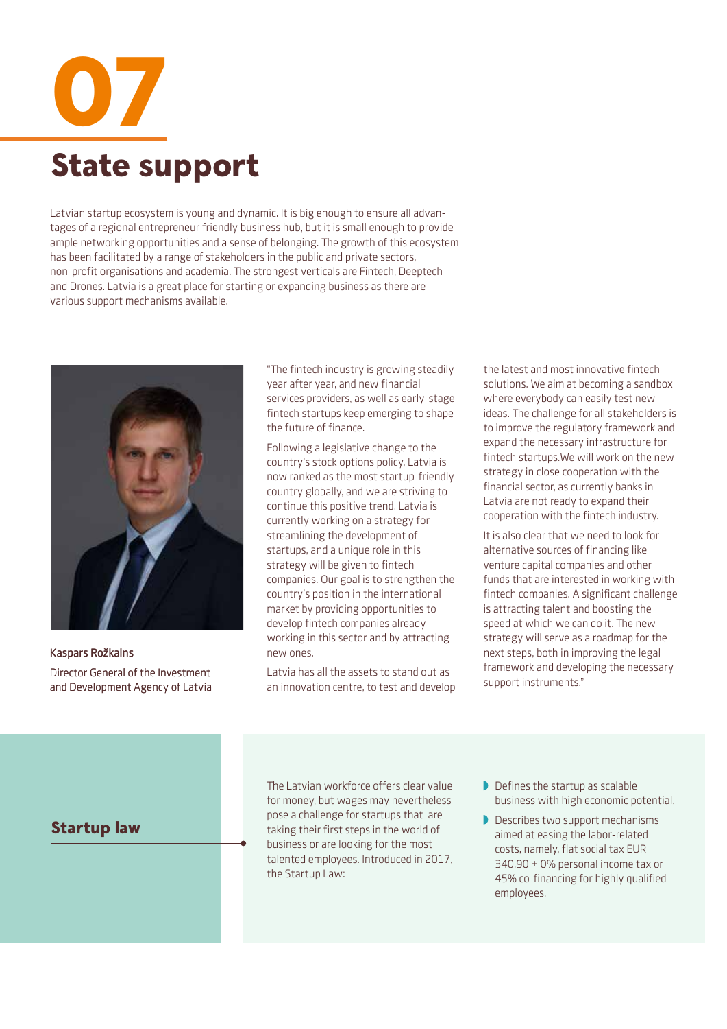# 07

# State support

Latvian startup ecosystem is young and dynamic. It is big enough to ensure all advantages of a regional entrepreneur friendly business hub, but it is small enough to provide ample networking opportunities and a sense of belonging. The growth of this ecosystem has been facilitated by a range of stakeholders in the public and private sectors, non-profit organisations and academia. The strongest verticals are Fintech, Deeptech and Drones. Latvia is a great place for starting or expanding business as there are various support mechanisms available.

Kaspars Rožkalns

Director General of the Investment and Development Agency of Latvia

"The fintech industry is growing steadily year after year, and new financial services providers, as well as early-stage fintech startups keep emerging to shape the future of finance.

Following a legislative change to the country's stock options policy, Latvia is now ranked as the most startup-friendly country globally, and we are striving to continue this positive trend. Latvia is currently working on a strategy for streamlining the development of startups, and a unique role in this strategy will be given to fintech companies. Our goal is to strengthen the country's position in the international market by providing opportunities to develop fintech companies already working in this sector and by attracting new ones.

Latvia has all the assets to stand out as an innovation centre, to test and develop the latest and most innovative fintech solutions. We aim at becoming a sandbox where everybody can easily test new ideas. The challenge for all stakeholders is to improve the regulatory framework and expand the necessary infrastructure for fintech startups.We will work on the new strategy in close cooperation with the financial sector, as currently banks in Latvia are not ready to expand their cooperation with the fintech industry.

It is also clear that we need to look for alternative sources of financing like venture capital companies and other funds that are interested in working with fintech companies. A significant challenge is attracting talent and boosting the speed at which we can do it. The new strategy will serve as a roadmap for the next steps, both in improving the legal framework and developing the necessary support instruments."

## Startup law

The Latvian workforce offers clear value for money, but wages may nevertheless pose a challenge for startups that are taking their first steps in the world of business or are looking for the most talented employees. Introduced in 2017, the Startup Law:

- Defines the startup as scalable business with high economic potential,
- Describes two support mechanisms aimed at easing the labor-related costs, namely, flat social tax EUR 340.90 + 0% personal income tax or 45% co-financing for highly qualified employees.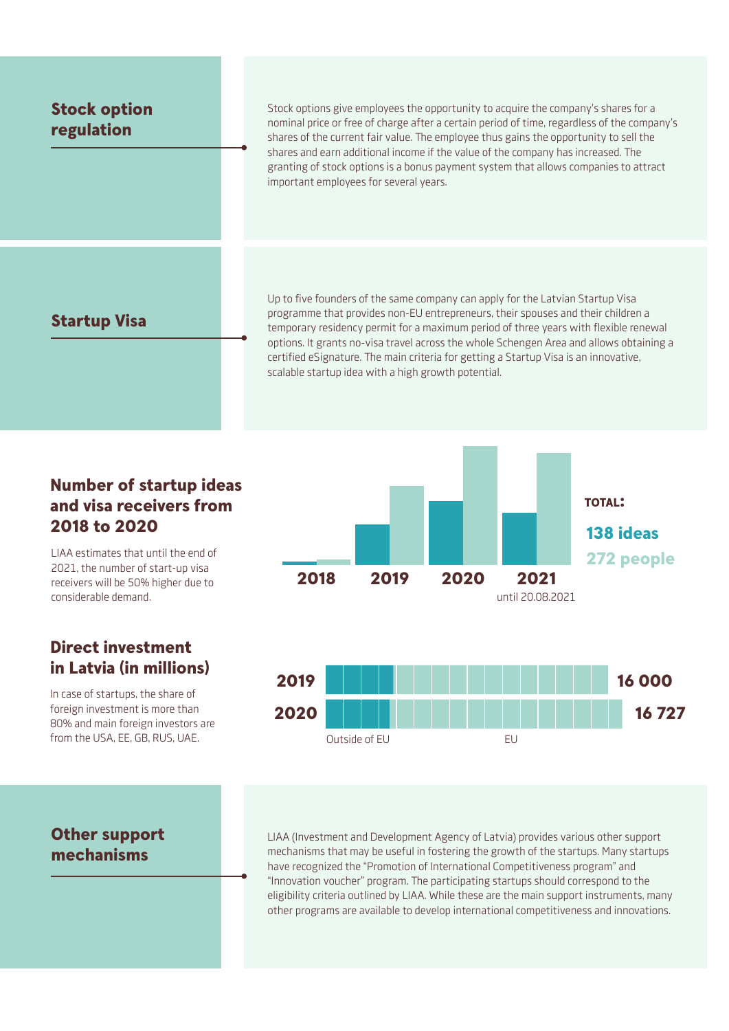## Stock option regulation

Stock options give employees the opportunity to acquire the company's shares for a nominal price or free of charge after a certain period of time, regardless of the company's shares of the current fair value. The employee thus gains the opportunity to sell the shares and earn additional income if the value of the company has increased. The granting of stock options is a bonus payment system that allows companies to attract important employees for several years.

## Startup Visa

Up to five founders of the same company can apply for the Latvian Startup Visa programme that provides non-EU entrepreneurs, their spouses and their children a temporary residency permit for a maximum period of three years with flexible renewal options. It grants no-visa travel across the whole Schengen Area and allows obtaining a certified eSignature. The main criteria for getting a Startup Visa is an innovative, scalable startup idea with a high growth potential.

## Number of startup ideas and visa receivers from 2018 to 2020

LIAA estimates that until the end of 2021, the number of start-up visa receivers will be 50% higher due to considerable demand.

2018 | 2019 | 2020 | 2021 (until 20.08.2021)

**TOTAL:**

**138 ideas**

**272 people**

## Direct investment in Latvia (in millions)

In case of startups, the share of foreign investment is more than 80% and main foreign investors are from the USA, EE, GB, RUS, UAE.

| Year | Total |
|---|---|
| 2019 | 16 000 |
| 2020 | 16 727 |

Outside of EU | EU

## Other support mechanisms

LIAA (Investment and Development Agency of Latvia) provides various other support mechanisms that may be useful in fostering the growth of the startups. Many startups have recognized the "Promotion of International Competitiveness program" and "Innovation voucher" program. The participating startups should correspond to the eligibility criteria outlined by LIAA. While these are the main support instruments, many other programs are available to develop international competitiveness and innovations.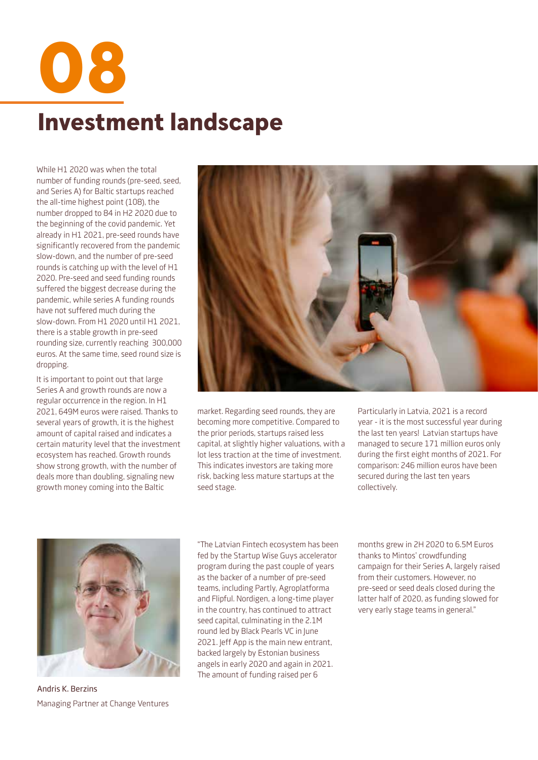# 08

# Investment landscape

While H1 2020 was when the total number of funding rounds (pre-seed, seed, and Series A) for Baltic startups reached the all-time highest point (108), the number dropped to 84 in H2 2020 due to the beginning of the covid pandemic. Yet already in H1 2021, pre-seed rounds have significantly recovered from the pandemic slow-down, and the number of pre-seed rounds is catching up with the level of H1 2020. Pre-seed and seed funding rounds suffered the biggest decrease during the pandemic, while series A funding rounds have not suffered much during the slow-down. From H1 2020 until H1 2021, there is a stable growth in pre-seed rounding size, currently reaching 300,000 euros. At the same time, seed round size is dropping.

It is important to point out that large Series A and growth rounds are now a regular occurrence in the region. In H1 2021, 649M euros were raised. Thanks to several years of growth, it is the highest amount of capital raised and indicates a certain maturity level that the investment ecosystem has reached. Growth rounds show strong growth, with the number of deals more than doubling, signaling new growth money coming into the Baltic market. Regarding seed rounds, they are becoming more competitive. Compared to the prior periods, startups raised less capital, at slightly higher valuations, with a lot less traction at the time of investment. This indicates investors are taking more risk, backing less mature startups at the seed stage.

Particularly in Latvia, 2021 is a record year - it is the most successful year during the last ten years! Latvian startups have managed to secure 171 million euros only during the first eight months of 2021. For comparison: 246 million euros have been secured during the last ten years collectively.

"The Latvian Fintech ecosystem has been fed by the Startup Wise Guys accelerator program during the past couple of years as the backer of a number of pre-seed teams, including Partly, Agroplatforma and Flipful. Nordigen, a long-time player in the country, has continued to attract seed capital, culminating in the 2.1M round led by Black Pearls VC in June 2021. Jeff App is the main new entrant, backed largely by Estonian business angels in early 2020 and again in 2021. The amount of funding raised per 6 months grew in 2H 2020 to 6.5M Euros thanks to Mintos' crowdfunding campaign for their Series A, largely raised from their customers. However, no pre-seed or seed deals closed during the latter half of 2020, as funding slowed for very early stage teams in general."

Andris K. Berzins
Managing Partner at Change Ventures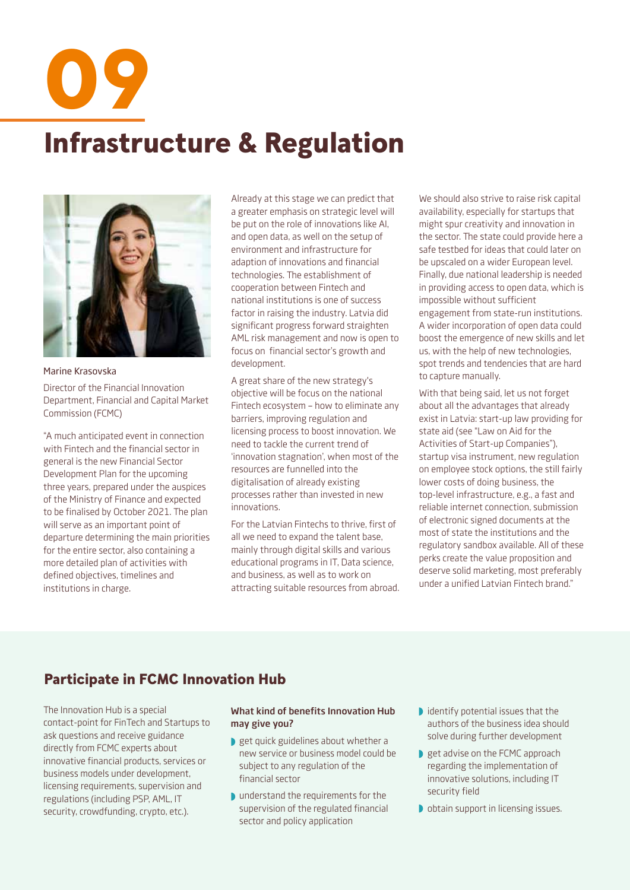# 09

# Infrastructure & Regulation

Marine Krasovska

Director of the Financial Innovation Department, Financial and Capital Market Commission (FCMC)

"A much anticipated event in connection with Fintech and the financial sector in general is the new Financial Sector Development Plan for the upcoming three years, prepared under the auspices of the Ministry of Finance and expected to be finalised by October 2021. The plan will serve as an important point of departure determining the main priorities for the entire sector, also containing a more detailed plan of activities with defined objectives, timelines and institutions in charge.

Already at this stage we can predict that a greater emphasis on strategic level will be put on the role of innovations like AI, and open data, as well on the setup of environment and infrastructure for adaption of innovations and financial technologies. The establishment of cooperation between Fintech and national institutions is one of success factor in raising the industry. Latvia did significant progress forward straighten AML risk management and now is open to focus on financial sector's growth and development.

A great share of the new strategy's objective will be focus on the national Fintech ecosystem – how to eliminate any barriers, improving regulation and licensing process to boost innovation. We need to tackle the current trend of 'innovation stagnation', when most of the resources are funnelled into the digitalisation of already existing processes rather than invested in new innovations.

For the Latvian Fintechs to thrive, first of all we need to expand the talent base, mainly through digital skills and various educational programs in IT, Data science, and business, as well as to work on attracting suitable resources from abroad.

We should also strive to raise risk capital availability, especially for startups that might spur creativity and innovation in the sector. The state could provide here a safe testbed for ideas that could later on be upscaled on a wider European level. Finally, due national leadership is needed in providing access to open data, which is impossible without sufficient engagement from state-run institutions. A wider incorporation of open data could boost the emergence of new skills and let us, with the help of new technologies, spot trends and tendencies that are hard to capture manually.

With that being said, let us not forget about all the advantages that already exist in Latvia: start-up law providing for state aid (see "Law on Aid for the Activities of Start-up Companies"), startup visa instrument, new regulation on employee stock options, the still fairly lower costs of doing business, the top-level infrastructure, e.g., a fast and reliable internet connection, submission of electronic signed documents at the most of state the institutions and the regulatory sandbox available. All of these perks create the value proposition and deserve solid marketing, most preferably under a unified Latvian Fintech brand."

## Participate in FCMC Innovation Hub

The Innovation Hub is a special contact-point for FinTech and Startups to ask questions and receive guidance directly from FCMC experts about innovative financial products, services or business models under development, licensing requirements, supervision and regulations (including PSP, AML, IT security, crowdfunding, crypto, etc.).

**What kind of benefits Innovation Hub may give you?**

- get quick guidelines about whether a new service or business model could be subject to any regulation of the financial sector
- understand the requirements for the supervision of the regulated financial sector and policy application
- identify potential issues that the authors of the business idea should solve during further development
- get advise on the FCMC approach regarding the implementation of innovative solutions, including IT security field
- obtain support in licensing issues.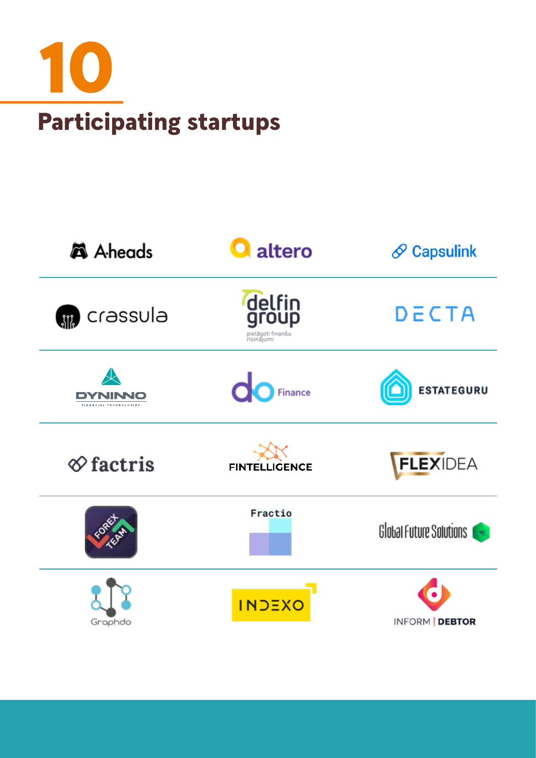# 10

## Participating startups

| | | |
|---|---|---|
| Aheads | altero | Capsulink |
| crassula | delfin group pielāgoti finanšu risinājumi | DECTA |
| DYNINNO FINANCIAL TECHNOLOGIES | do Finance | ESTATEGURU |
| factris | FINTELLIGENCE | FLEXIDEA |
| FOREX TEAM | Fractio | Global Future Solutions |
| Graphdo | INDEXO | INFORM DEBTOR |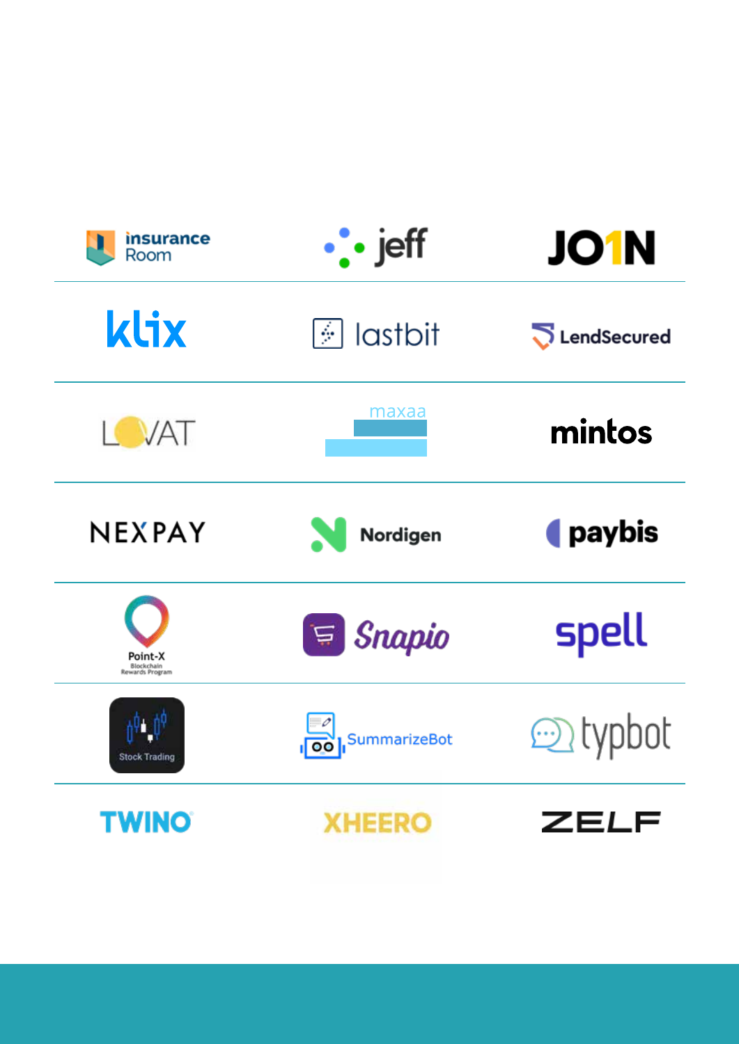| | | |
|---|---|---|
| insurance Room | jeff | JO1N |
| klix | lastbit | LendSecured |
| LOVAT | maxaa | mintos |
| NEXPAY | Nordigen | paybis |
| Point-X Blockchain Rewards Program | Snapio | spell |
| Stock Trading | SummarizeBot | typbot |
| TWINO | XHEERO | ZELF |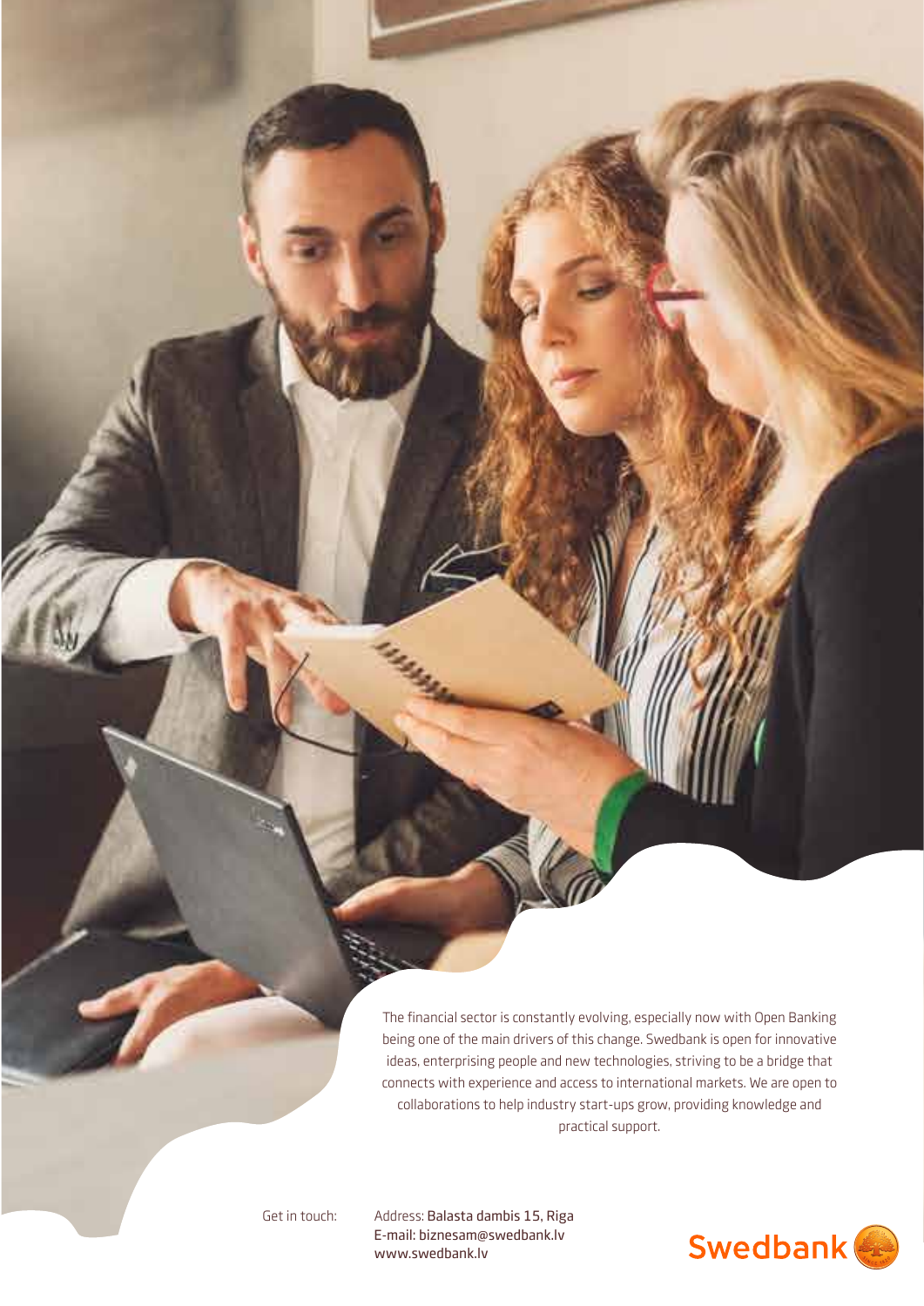The financial sector is constantly evolving, especially now with Open Banking being one of the main drivers of this change. Swedbank is open for innovative ideas, enterprising people and new technologies, striving to be a bridge that connects with experience and access to international markets. We are open to collaborations to help industry start-ups grow, providing knowledge and practical support.

Get in touch:

Address: Balasta dambis 15, Riga
E-mail: biznesam@swedbank.lv
www.swedbank.lv

Swedbank